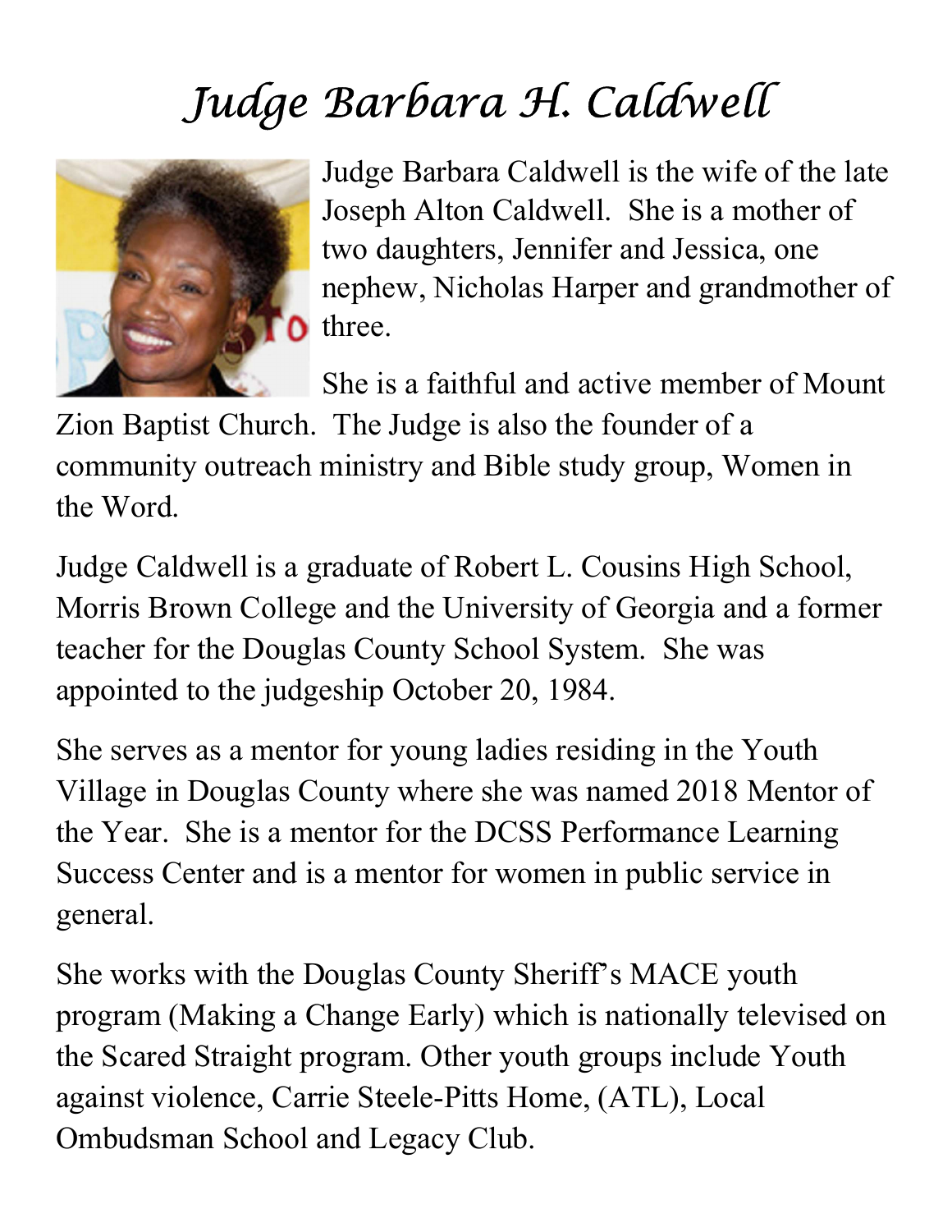# Judge Barbara H. Caldwell

Judge Barbara Caldwell is the wife of the late Joseph Alton Caldwell. She is a mother of two daughters, Jennifer and Jessica, one nephew, Nicholas Harper and grandmother of three.

She is a faithful and active member of Mount Zion Baptist Church. The Judge is also the founder of a community outreach ministry and Bible study group, Women in the Word.

Judge Caldwell is a graduate of Robert L. Cousins High School, Morris Brown College and the University of Georgia and a former teacher for the Douglas County School System. She was appointed to the judgeship October 20, 1984.

She serves as a mentor for young ladies residing in the Youth Village in Douglas County where she was named 2018 Mentor of the Year. She is a mentor for the DCSS Performance Learning Success Center and is a mentor for women in public service in general.

She works with the Douglas County Sheriff's MACE youth program (Making a Change Early) which is nationally televised on the Scared Straight program. Other youth groups include Youth against violence, Carrie Steele-Pitts Home, (ATL), Local Ombudsman School and Legacy Club.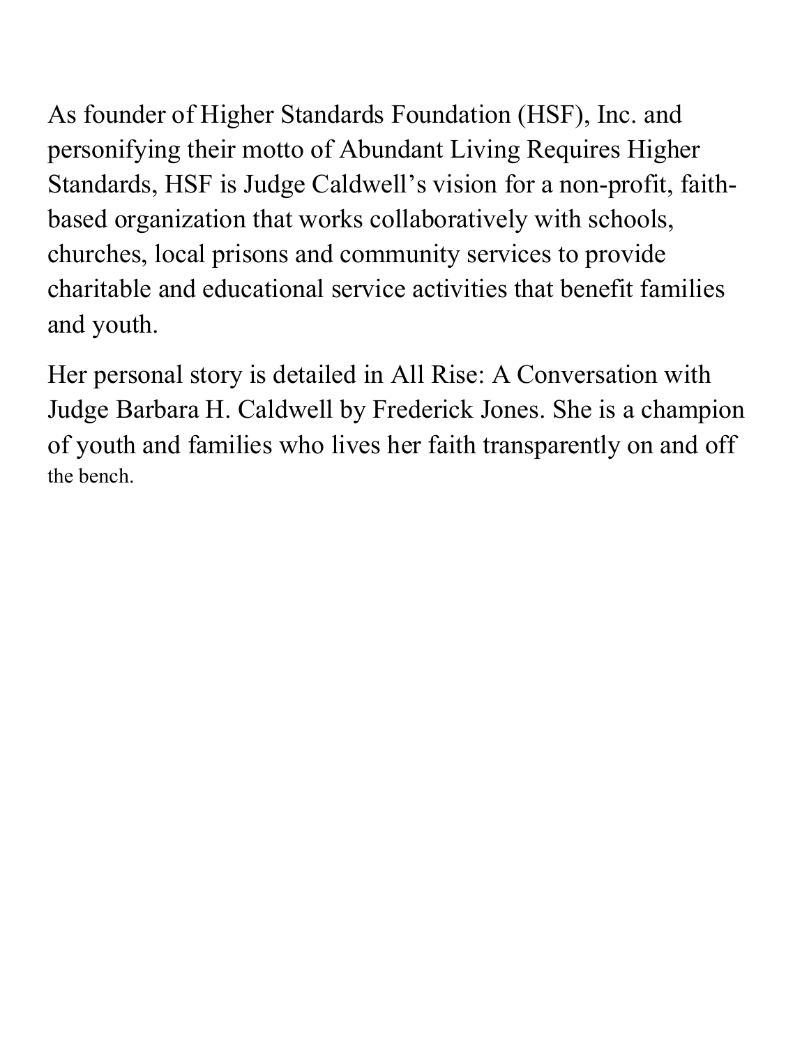As founder of Higher Standards Foundation (HSF), Inc. and personifying their motto of Abundant Living Requires Higher Standards, HSF is Judge Caldwell's vision for a non-profit, faith-based organization that works collaboratively with schools, churches, local prisons and community services to provide charitable and educational service activities that benefit families and youth.

Her personal story is detailed in All Rise: A Conversation with Judge Barbara H. Caldwell by Frederick Jones. She is a champion of youth and families who lives her faith transparently on and off the bench.